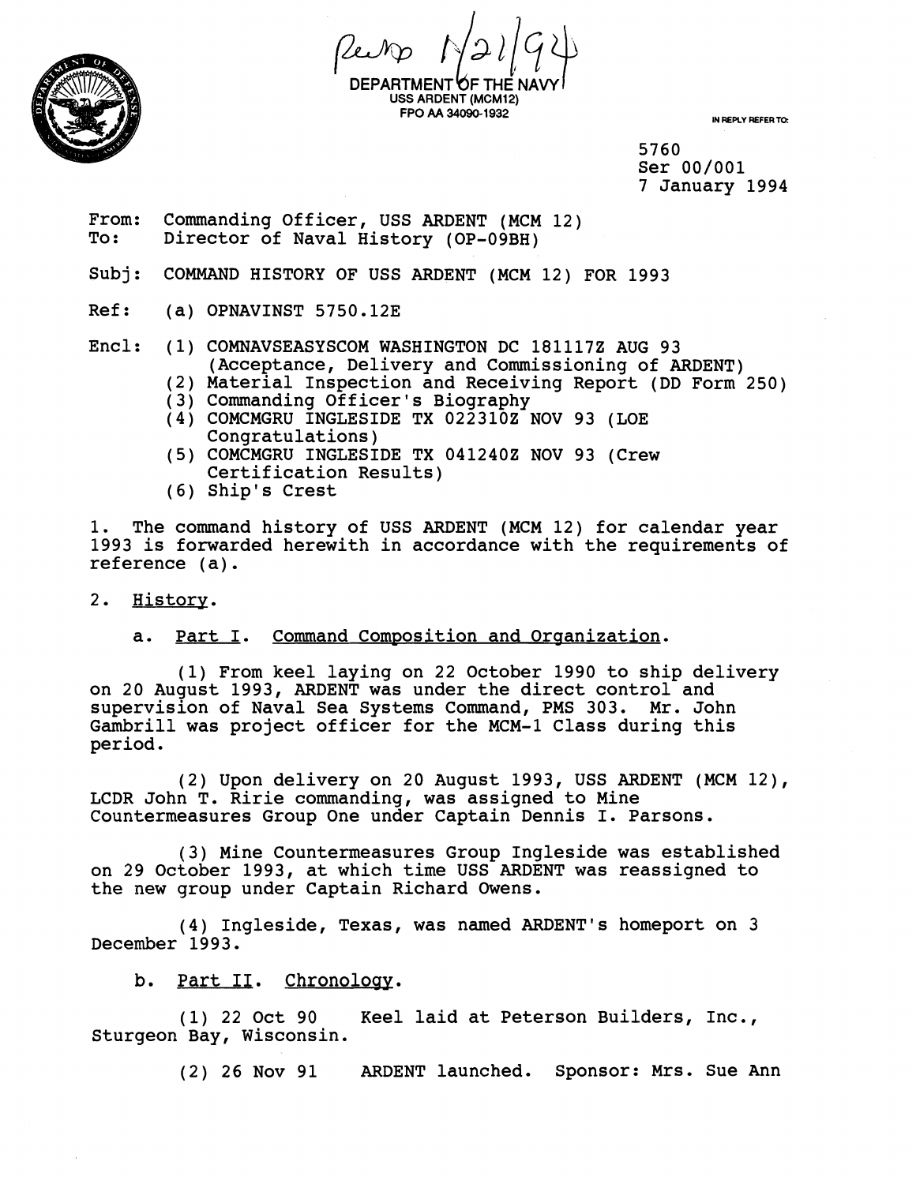Recd 1/21/94

DEPARTMENT OF THE NAVY
USS ARDENT (MCM12)
FPO AA 34090-1932

IN REPLY REFER TO:

5760
Ser 00/001
7 January 1994

From: Commanding Officer, USS ARDENT (MCM 12)
To: Director of Naval History (OP-09BH)

Subj: COMMAND HISTORY OF USS ARDENT (MCM 12) FOR 1993

Ref: (a) OPNAVINST 5750.12E

Encl: (1) COMNAVSEASYSCOM WASHINGTON DC 181117Z AUG 93 (Acceptance, Delivery and Commissioning of ARDENT)
(2) Material Inspection and Receiving Report (DD Form 250)
(3) Commanding Officer's Biography
(4) COMCMGRU INGLESIDE TX 022310Z NOV 93 (LOE Congratulations)
(5) COMCMGRU INGLESIDE TX 041240Z NOV 93 (Crew Certification Results)
(6) Ship's Crest

1. The command history of USS ARDENT (MCM 12) for calendar year 1993 is forwarded herewith in accordance with the requirements of reference (a).

2. History.

a. Part I. Command Composition and Organization.

(1) From keel laying on 22 October 1990 to ship delivery on 20 August 1993, ARDENT was under the direct control and supervision of Naval Sea Systems Command, PMS 303. Mr. John Gambrill was project officer for the MCM-1 Class during this period.

(2) Upon delivery on 20 August 1993, USS ARDENT (MCM 12), LCDR John T. Ririe commanding, was assigned to Mine Countermeasures Group One under Captain Dennis I. Parsons.

(3) Mine Countermeasures Group Ingleside was established on 29 October 1993, at which time USS ARDENT was reassigned to the new group under Captain Richard Owens.

(4) Ingleside, Texas, was named ARDENT's homeport on 3 December 1993.

b. Part II. Chronology.

(1) 22 Oct 90 Keel laid at Peterson Builders, Inc., Sturgeon Bay, Wisconsin.

(2) 26 Nov 91 ARDENT launched. Sponsor: Mrs. Sue Ann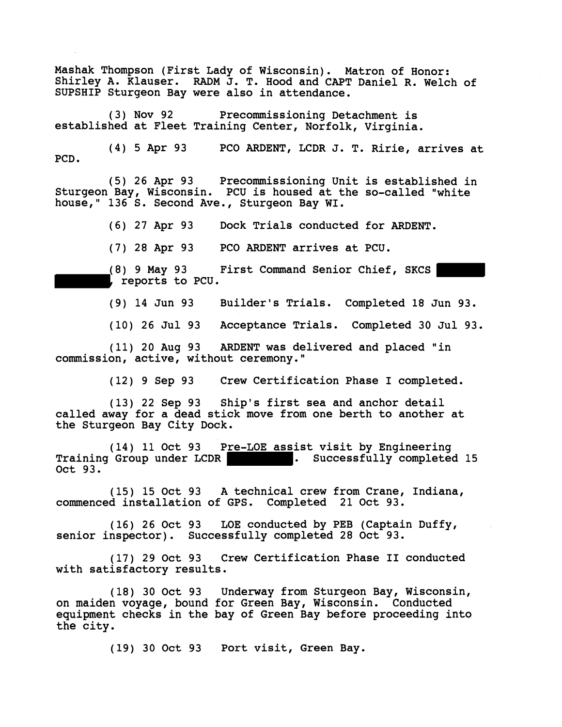Mashak Thompson (First Lady of Wisconsin). Matron of Honor: Shirley A. Klauser. RADM J. T. Hood and CAPT Daniel R. Welch of SUPSHIP Sturgeon Bay were also in attendance.

(3) Nov 92 Precommissioning Detachment is established at Fleet Training Center, Norfolk, Virginia.

(4) 5 Apr 93 PCO ARDENT, LCDR J. T. Ririe, arrives at PCD.

(5) 26 Apr 93 Precommissioning Unit is established in Sturgeon Bay, Wisconsin. PCU is housed at the so-called "white house," 136 S. Second Ave., Sturgeon Bay WI.

(6) 27 Apr 93 Dock Trials conducted for ARDENT.

(7) 28 Apr 93 PCO ARDENT arrives at PCU.

(8) 9 May 93 First Command Senior Chief, SKCS [REDACTED], reports to PCU.

(9) 14 Jun 93 Builder's Trials. Completed 18 Jun 93.

(10) 26 Jul 93 Acceptance Trials. Completed 30 Jul 93.

(11) 20 Aug 93 ARDENT was delivered and placed "in commission, active, without ceremony."

(12) 9 Sep 93 Crew Certification Phase I completed.

(13) 22 Sep 93 Ship's first sea and anchor detail called away for a dead stick move from one berth to another at the Sturgeon Bay City Dock.

(14) 11 Oct 93 Pre-LOE assist visit by Engineering Training Group under LCDR [REDACTED]. Successfully completed 15 Oct 93.

(15) 15 Oct 93 A technical crew from Crane, Indiana, commenced installation of GPS. Completed 21 Oct 93.

(16) 26 Oct 93 LOE conducted by PEB (Captain Duffy, senior inspector). Successfully completed 28 Oct 93.

(17) 29 Oct 93 Crew Certification Phase II conducted with satisfactory results.

(18) 30 Oct 93 Underway from Sturgeon Bay, Wisconsin, on maiden voyage, bound for Green Bay, Wisconsin. Conducted equipment checks in the bay of Green Bay before proceeding into the city.

(19) 30 Oct 93 Port visit, Green Bay.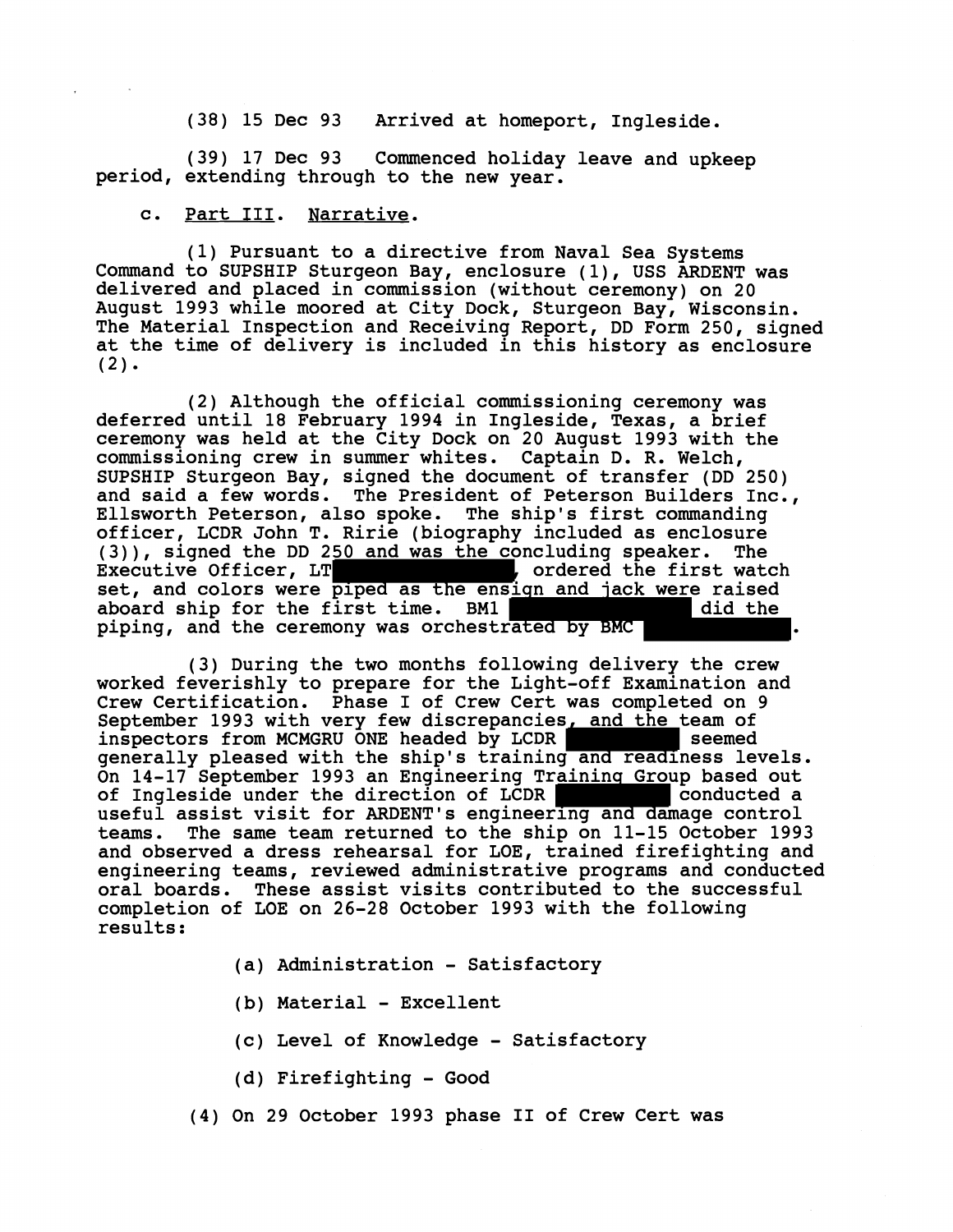(38) 15 Dec 93   Arrived at homeport, Ingleside.

(39) 17 Dec 93   Commenced holiday leave and upkeep period, extending through to the new year.

c. Part III. Narrative.

(1) Pursuant to a directive from Naval Sea Systems Command to SUPSHIP Sturgeon Bay, enclosure (1), USS ARDENT was delivered and placed in commission (without ceremony) on 20 August 1993 while moored at City Dock, Sturgeon Bay, Wisconsin. The Material Inspection and Receiving Report, DD Form 250, signed at the time of delivery is included in this history as enclosure (2).

(2) Although the official commissioning ceremony was deferred until 18 February 1994 in Ingleside, Texas, a brief ceremony was held at the City Dock on 20 August 1993 with the commissioning crew in summer whites. Captain D. R. Welch, SUPSHIP Sturgeon Bay, signed the document of transfer (DD 250) and said a few words. The President of Peterson Builders Inc., Ellsworth Peterson, also spoke. The ship's first commanding officer, LCDR John T. Ririe (biography included as enclosure (3)), signed the DD 250 and was the concluding speaker. The Executive Officer, LT [REDACTED], ordered the first watch set, and colors were piped as the ensign and jack were raised aboard ship for the first time. BM1 [REDACTED] did the piping, and the ceremony was orchestrated by BMC [REDACTED].

(3) During the two months following delivery the crew worked feverishly to prepare for the Light-off Examination and Crew Certification. Phase I of Crew Cert was completed on 9 September 1993 with very few discrepancies, and the team of inspectors from MCMGRU ONE headed by LCDR [REDACTED] seemed generally pleased with the ship's training and readiness levels. On 14-17 September 1993 an Engineering Training Group based out of Ingleside under the direction of LCDR [REDACTED] conducted a useful assist visit for ARDENT's engineering and damage control teams. The same team returned to the ship on 11-15 October 1993 and observed a dress rehearsal for LOE, trained firefighting and engineering teams, reviewed administrative programs and conducted oral boards. These assist visits contributed to the successful completion of LOE on 26-28 October 1993 with the following results:

(a) Administration - Satisfactory

(b) Material - Excellent

(c) Level of Knowledge - Satisfactory

(d) Firefighting - Good

(4) On 29 October 1993 phase II of Crew Cert was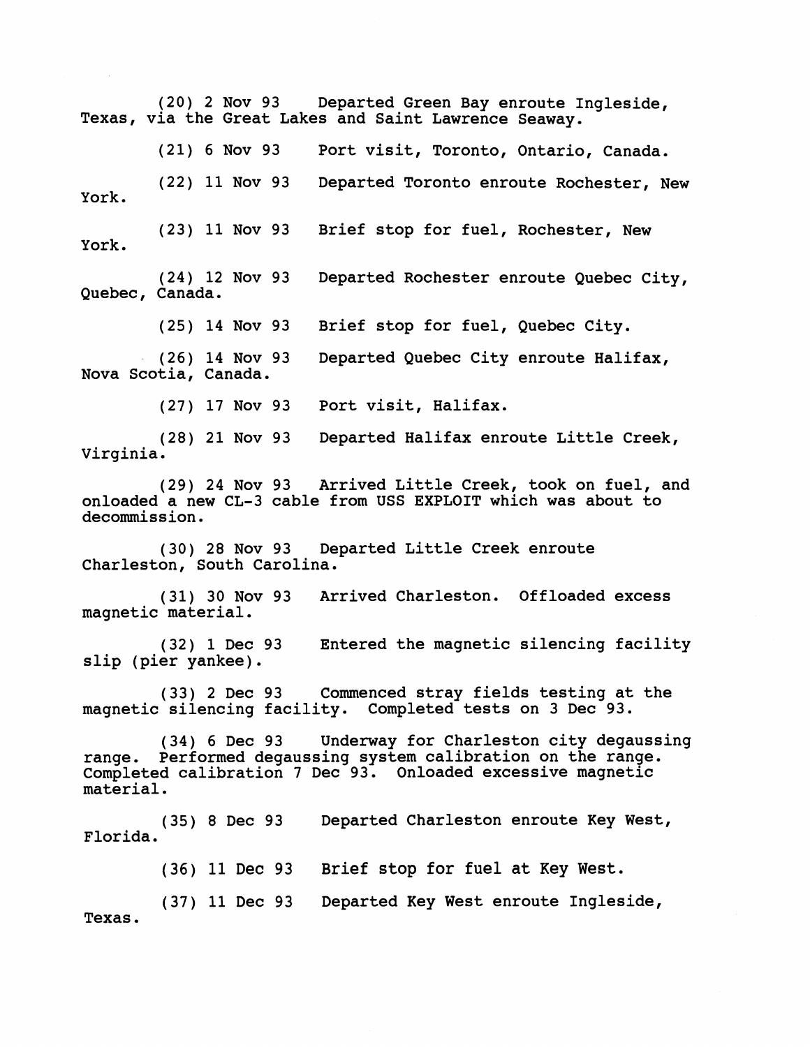(20) 2 Nov 93 Departed Green Bay enroute Ingleside, Texas, via the Great Lakes and Saint Lawrence Seaway.

(21) 6 Nov 93 Port visit, Toronto, Ontario, Canada.

(22) 11 Nov 93 Departed Toronto enroute Rochester, New York.

(23) 11 Nov 93 Brief stop for fuel, Rochester, New York.

(24) 12 Nov 93 Departed Rochester enroute Quebec City, Quebec, Canada.

(25) 14 Nov 93 Brief stop for fuel, Quebec City.

(26) 14 Nov 93 Departed Quebec City enroute Halifax, Nova Scotia, Canada.

(27) 17 Nov 93 Port visit, Halifax.

(28) 21 Nov 93 Departed Halifax enroute Little Creek, Virginia.

(29) 24 Nov 93 Arrived Little Creek, took on fuel, and onloaded a new CL-3 cable from USS EXPLOIT which was about to decommission.

(30) 28 Nov 93 Departed Little Creek enroute Charleston, South Carolina.

(31) 30 Nov 93 Arrived Charleston. Offloaded excess magnetic material.

(32) 1 Dec 93 Entered the magnetic silencing facility slip (pier yankee).

(33) 2 Dec 93 Commenced stray fields testing at the magnetic silencing facility. Completed tests on 3 Dec 93.

(34) 6 Dec 93 Underway for Charleston city degaussing range. Performed degaussing system calibration on the range. Completed calibration 7 Dec 93. Onloaded excessive magnetic material.

(35) 8 Dec 93 Departed Charleston enroute Key West, Florida.

(36) 11 Dec 93 Brief stop for fuel at Key West.

(37) 11 Dec 93 Departed Key West enroute Ingleside, Texas.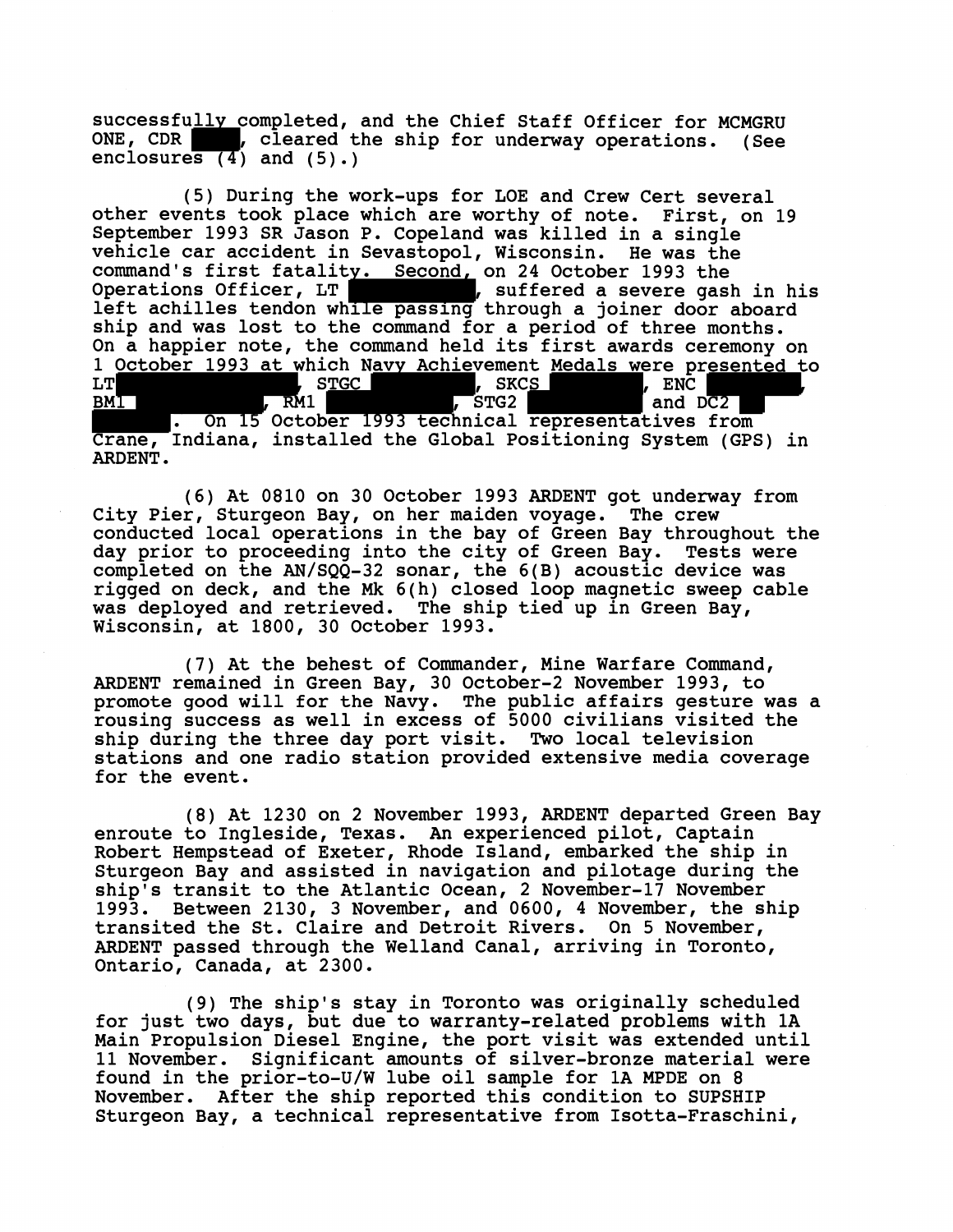successfully completed, and the Chief Staff Officer for MCMGRU ONE, CDR █████, cleared the ship for underway operations. (See enclosures (4) and (5).)

(5) During the work-ups for LOE and Crew Cert several other events took place which are worthy of note. First, on 19 September 1993 SR Jason P. Copeland was killed in a single vehicle car accident in Sevastopol, Wisconsin. He was the command's first fatality. Second, on 24 October 1993 the Operations Officer, LT █████████, suffered a severe gash in his left achilles tendon while passing through a joiner door aboard ship and was lost to the command for a period of three months. On a happier note, the command held its first awards ceremony on 1 October 1993 at which Navy Achievement Medals were presented to LT █████████, STGC █████████, SKCS █████████, ENC █████████, BM1 █████████, RM1 █████████, STG2 █████████ and DC2 █████████. On 15 October 1993 technical representatives from Crane, Indiana, installed the Global Positioning System (GPS) in ARDENT.

(6) At 0810 on 30 October 1993 ARDENT got underway from City Pier, Sturgeon Bay, on her maiden voyage. The crew conducted local operations in the bay of Green Bay throughout the day prior to proceeding into the city of Green Bay. Tests were completed on the AN/SQQ-32 sonar, the 6(B) acoustic device was rigged on deck, and the Mk 6(h) closed loop magnetic sweep cable was deployed and retrieved. The ship tied up in Green Bay, Wisconsin, at 1800, 30 October 1993.

(7) At the behest of Commander, Mine Warfare Command, ARDENT remained in Green Bay, 30 October-2 November 1993, to promote good will for the Navy. The public affairs gesture was a rousing success as well in excess of 5000 civilians visited the ship during the three day port visit. Two local television stations and one radio station provided extensive media coverage for the event.

(8) At 1230 on 2 November 1993, ARDENT departed Green Bay enroute to Ingleside, Texas. An experienced pilot, Captain Robert Hempstead of Exeter, Rhode Island, embarked the ship in Sturgeon Bay and assisted in navigation and pilotage during the ship's transit to the Atlantic Ocean, 2 November-17 November 1993. Between 2130, 3 November, and 0600, 4 November, the ship transited the St. Claire and Detroit Rivers. On 5 November, ARDENT passed through the Welland Canal, arriving in Toronto, Ontario, Canada, at 2300.

(9) The ship's stay in Toronto was originally scheduled for just two days, but due to warranty-related problems with 1A Main Propulsion Diesel Engine, the port visit was extended until 11 November. Significant amounts of silver-bronze material were found in the prior-to-U/W lube oil sample for 1A MPDE on 8 November. After the ship reported this condition to SUPSHIP Sturgeon Bay, a technical representative from Isotta-Fraschini,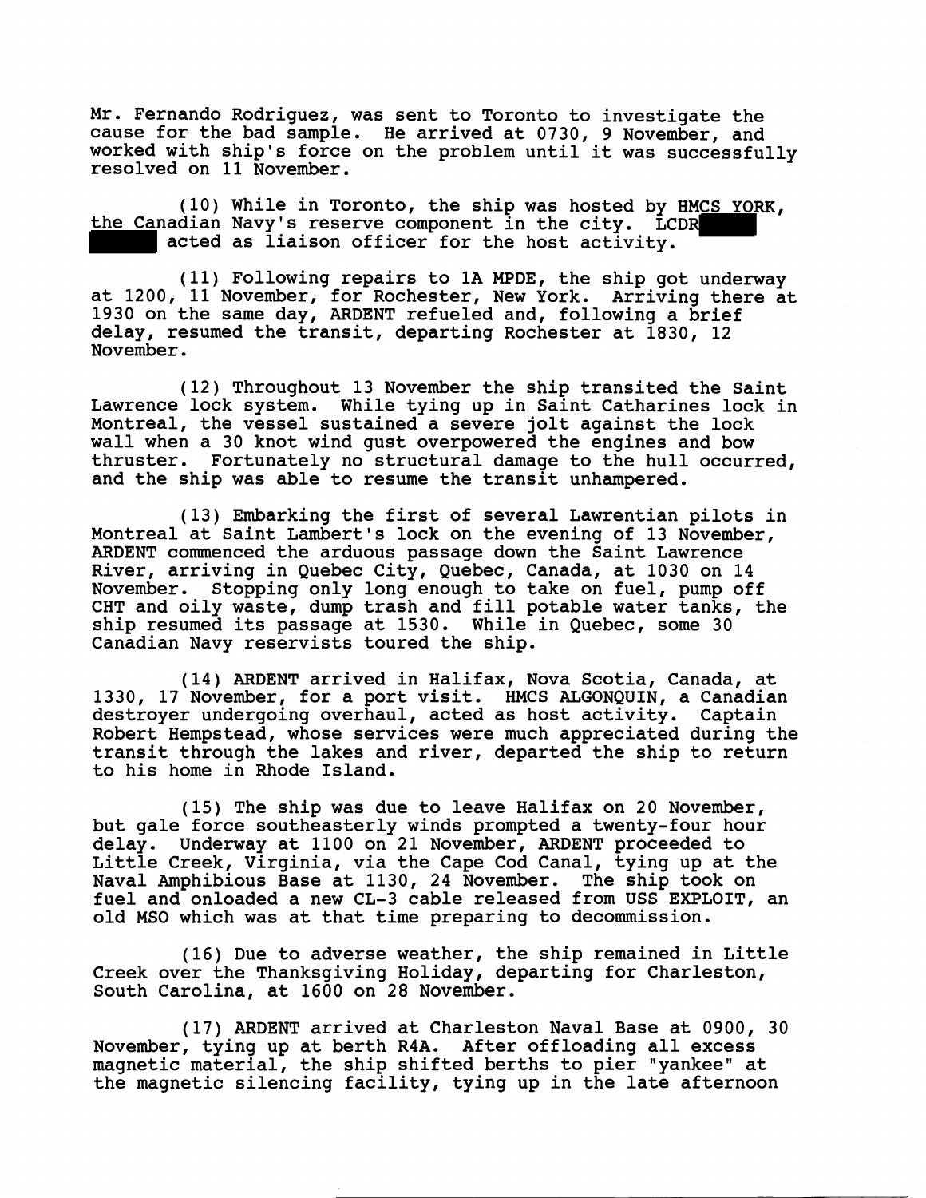Mr. Fernando Rodriguez, was sent to Toronto to investigate the cause for the bad sample. He arrived at 0730, 9 November, and worked with ship's force on the problem until it was successfully resolved on 11 November.

(10) While in Toronto, the ship was hosted by HMCS YORK, the Canadian Navy's reserve component in the city. LCDR [redacted] acted as liaison officer for the host activity.

(11) Following repairs to 1A MPDE, the ship got underway at 1200, 11 November, for Rochester, New York. Arriving there at 1930 on the same day, ARDENT refueled and, following a brief delay, resumed the transit, departing Rochester at 1830, 12 November.

(12) Throughout 13 November the ship transited the Saint Lawrence lock system. While tying up in Saint Catharines lock in Montreal, the vessel sustained a severe jolt against the lock wall when a 30 knot wind gust overpowered the engines and bow thruster. Fortunately no structural damage to the hull occurred, and the ship was able to resume the transit unhampered.

(13) Embarking the first of several Lawrentian pilots in Montreal at Saint Lambert's lock on the evening of 13 November, ARDENT commenced the arduous passage down the Saint Lawrence River, arriving in Quebec City, Quebec, Canada, at 1030 on 14 November. Stopping only long enough to take on fuel, pump off CHT and oily waste, dump trash and fill potable water tanks, the ship resumed its passage at 1530. While in Quebec, some 30 Canadian Navy reservists toured the ship.

(14) ARDENT arrived in Halifax, Nova Scotia, Canada, at 1330, 17 November, for a port visit. HMCS ALGONQUIN, a Canadian destroyer undergoing overhaul, acted as host activity. Captain Robert Hempstead, whose services were much appreciated during the transit through the lakes and river, departed the ship to return to his home in Rhode Island.

(15) The ship was due to leave Halifax on 20 November, but gale force southeasterly winds prompted a twenty-four hour delay. Underway at 1100 on 21 November, ARDENT proceeded to Little Creek, Virginia, via the Cape Cod Canal, tying up at the Naval Amphibious Base at 1130, 24 November. The ship took on fuel and onloaded a new CL-3 cable released from USS EXPLOIT, an old MSO which was at that time preparing to decommission.

(16) Due to adverse weather, the ship remained in Little Creek over the Thanksgiving Holiday, departing for Charleston, South Carolina, at 1600 on 28 November.

(17) ARDENT arrived at Charleston Naval Base at 0900, 30 November, tying up at berth R4A. After offloading all excess magnetic material, the ship shifted berths to pier "yankee" at the magnetic silencing facility, tying up in the late afternoon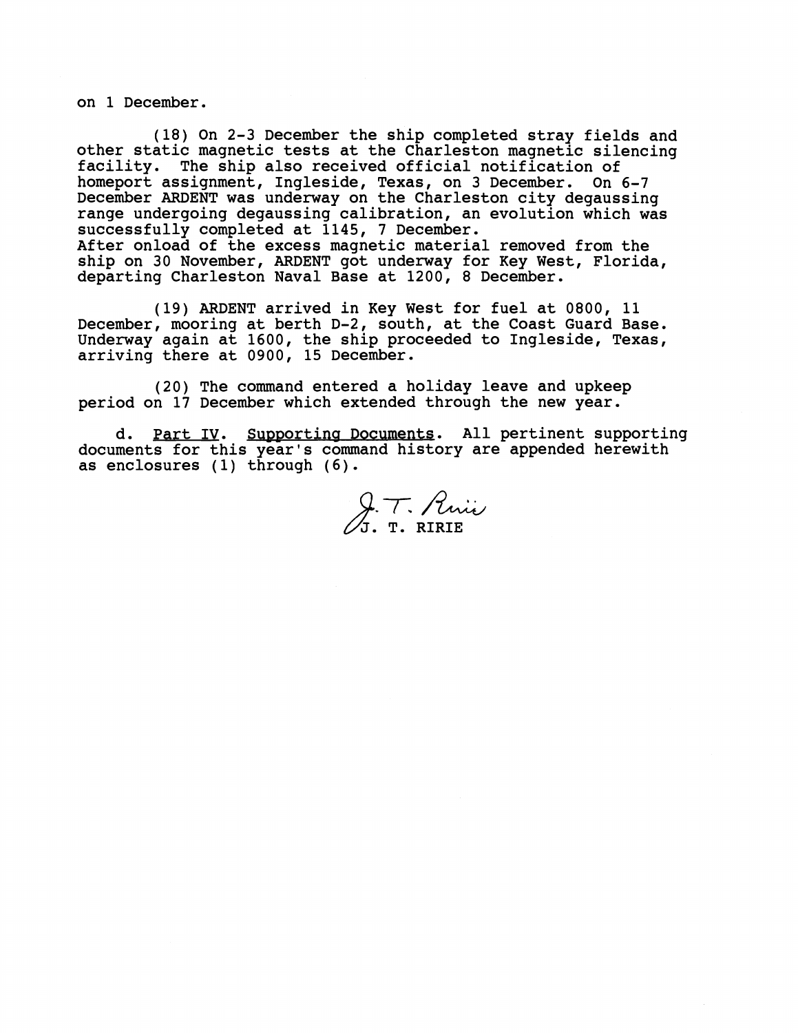on 1 December.

(18) On 2-3 December the ship completed stray fields and other static magnetic tests at the Charleston magnetic silencing facility. The ship also received official notification of homeport assignment, Ingleside, Texas, on 3 December. On 6-7 December ARDENT was underway on the Charleston city degaussing range undergoing degaussing calibration, an evolution which was successfully completed at 1145, 7 December.
After onload of the excess magnetic material removed from the ship on 30 November, ARDENT got underway for Key West, Florida, departing Charleston Naval Base at 1200, 8 December.

(19) ARDENT arrived in Key West for fuel at 0800, 11 December, mooring at berth D-2, south, at the Coast Guard Base. Underway again at 1600, the ship proceeded to Ingleside, Texas, arriving there at 0900, 15 December.

(20) The command entered a holiday leave and upkeep period on 17 December which extended through the new year.

d. Part IV. Supporting Documents. All pertinent supporting documents for this year's command history are appended herewith as enclosures (1) through (6).

J. T. Ririe
J. T. RIRIE